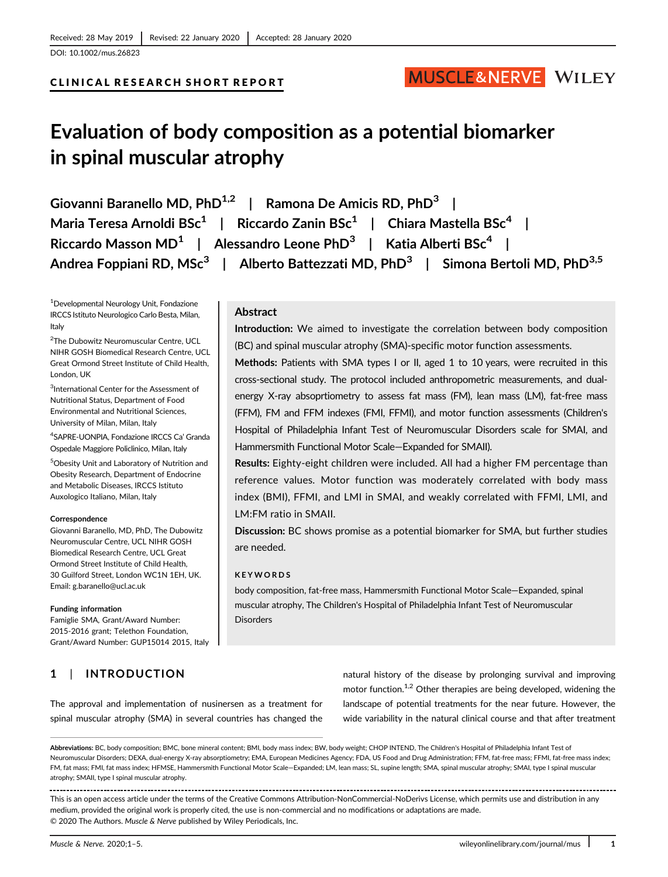Received: 28 May 2019 | Revised: 22 January 2020 | Accepted: 28 January 2020

DOI: 10.1002/mus.26823

CLINICAL RESEARCH SHORT REPORT

# Evaluation of body composition as a potential biomarker in spinal muscular atrophy

Giovanni Baranello MD, PhD[1,2] | Ramona De Amicis RD, PhD[3] | Maria Teresa Arnoldi BSc[1] | Riccardo Zanin BSc[1] | Chiara Mastella BSc[4] | Riccardo Masson MD[1] | Alessandro Leone PhD[3] | Katia Alberti BSc[4] | Andrea Foppiani RD, MSc[3] | Alberto Battezzati MD, PhD[3] | Simona Bertoli MD, PhD[3,5]

[1]Developmental Neurology Unit, Fondazione IRCCS Istituto Neurologico Carlo Besta, Milan, Italy

[2]The Dubowitz Neuromuscular Centre, UCL NIHR GOSH Biomedical Research Centre, UCL Great Ormond Street Institute of Child Health, London, UK

[3]International Center for the Assessment of Nutritional Status, Department of Food Environmental and Nutritional Sciences, University of Milan, Milan, Italy

[4]SAPRE-UONPIA, Fondazione IRCCS Ca' Granda Ospedale Maggiore Policlinico, Milan, Italy

[5]Obesity Unit and Laboratory of Nutrition and Obesity Research, Department of Endocrine and Metabolic Diseases, IRCCS Istituto Auxologico Italiano, Milan, Italy

**Correspondence**
Giovanni Baranello, MD, PhD, The Dubowitz Neuromuscular Centre, UCL NIHR GOSH Biomedical Research Centre, UCL Great Ormond Street Institute of Child Health, 30 Guilford Street, London WC1N 1EH, UK.
Email: g.baranello@ucl.ac.uk

**Funding information**
Famiglie SMA, Grant/Award Number: 2015-2016 grant; Telethon Foundation, Grant/Award Number: GUP15014 2015, Italy

## Abstract

**Introduction:** We aimed to investigate the correlation between body composition (BC) and spinal muscular atrophy (SMA)-specific motor function assessments.

**Methods:** Patients with SMA types I or II, aged 1 to 10 years, were recruited in this cross-sectional study. The protocol included anthropometric measurements, and dual-energy X-ray absoprtiometry to assess fat mass (FM), lean mass (LM), fat-free mass (FFM), FM and FFM indexes (FMI, FFMI), and motor function assessments (Children's Hospital of Philadelphia Infant Test of Neuromuscular Disorders scale for SMAI, and Hammersmith Functional Motor Scale—Expanded for SMAII).

**Results:** Eighty-eight children were included. All had a higher FM percentage than reference values. Motor function was moderately correlated with body mass index (BMI), FFMI, and LMI in SMAI, and weakly correlated with FFMI, LMI, and LM:FM ratio in SMAII.

**Discussion:** BC shows promise as a potential biomarker for SMA, but further studies are needed.

### KEYWORDS

body composition, fat-free mass, Hammersmith Functional Motor Scale—Expanded, spinal muscular atrophy, The Children's Hospital of Philadelphia Infant Test of Neuromuscular Disorders

## 1 | INTRODUCTION

The approval and implementation of nusinersen as a treatment for spinal muscular atrophy (SMA) in several countries has changed the natural history of the disease by prolonging survival and improving motor function.[1,2] Other therapies are being developed, widening the landscape of potential treatments for the near future. However, the wide variability in the natural clinical course and that after treatment

**Abbreviations:** BC, body composition; BMC, bone mineral content; BMI, body mass index; BW, body weight; CHOP INTEND, The Children's Hospital of Philadelphia Infant Test of Neuromuscular Disorders; DEXA, dual-energy X-ray absorptiometry; EMA, European Medicines Agency; FDA, US Food and Drug Administration; FFM, fat-free mass; FFMI, fat-free mass index; FM, fat mass; FMI, fat mass index; HFMSE, Hammersmith Functional Motor Scale—Expanded; LM, lean mass; SL, supine length; SMA, spinal muscular atrophy; SMAI, type I spinal muscular atrophy; SMAII, type I spinal muscular atrophy.

This is an open access article under the terms of the Creative Commons Attribution-NonCommercial-NoDerivs License, which permits use and distribution in any medium, provided the original work is properly cited, the use is non-commercial and no modifications or adaptations are made.
© 2020 The Authors. *Muscle & Nerve* published by Wiley Periodicals, Inc.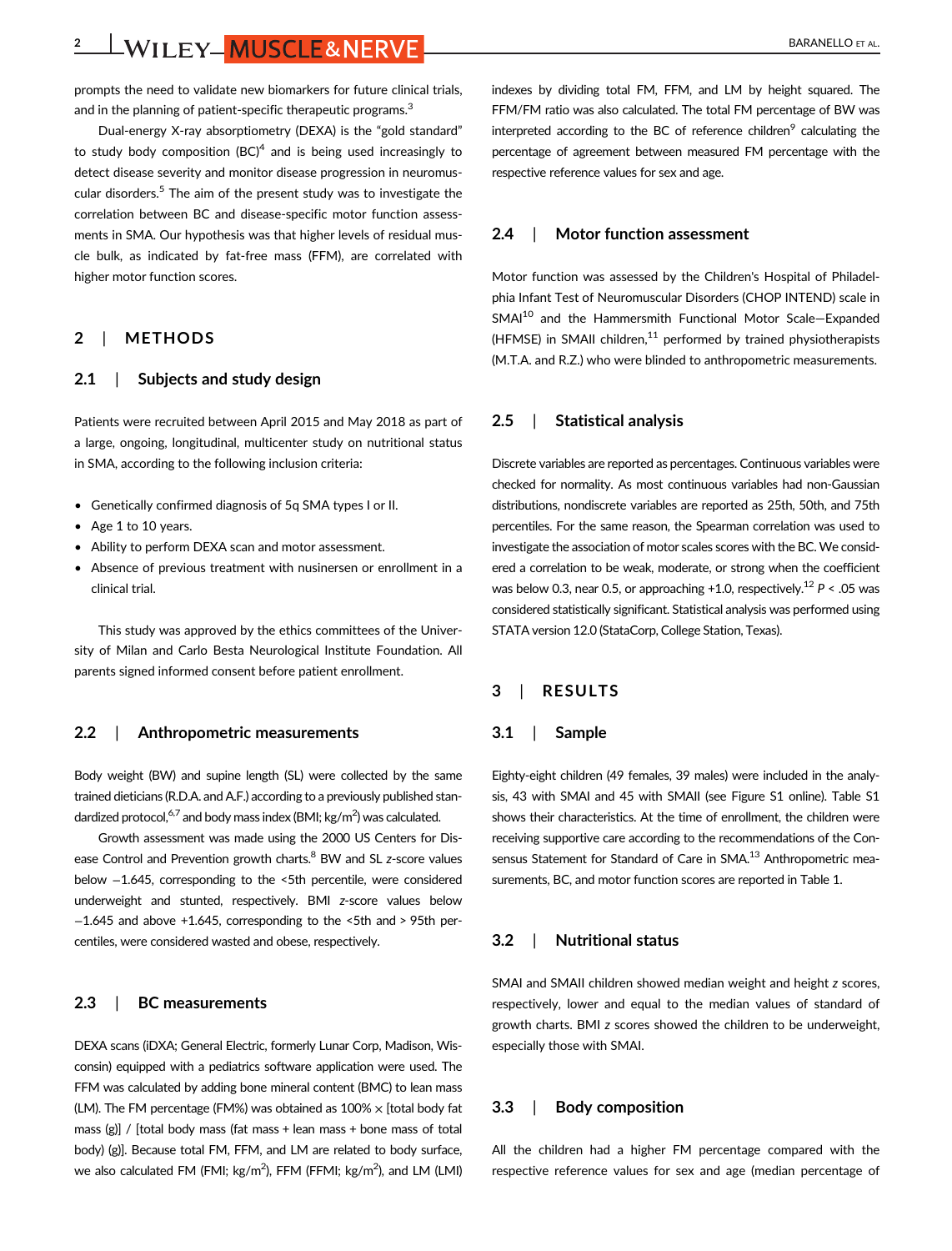prompts the need to validate new biomarkers for future clinical trials, and in the planning of patient-specific therapeutic programs.[3]

Dual-energy X-ray absorptiometry (DEXA) is the "gold standard" to study body composition (BC)[4] and is being used increasingly to detect disease severity and monitor disease progression in neuromuscular disorders.[5] The aim of the present study was to investigate the correlation between BC and disease-specific motor function assessments in SMA. Our hypothesis was that higher levels of residual muscle bulk, as indicated by fat-free mass (FFM), are correlated with higher motor function scores.

## 2 | METHODS

### 2.1 | Subjects and study design

Patients were recruited between April 2015 and May 2018 as part of a large, ongoing, longitudinal, multicenter study on nutritional status in SMA, according to the following inclusion criteria:

- Genetically confirmed diagnosis of 5q SMA types I or II.
- Age 1 to 10 years.
- Ability to perform DEXA scan and motor assessment.
- Absence of previous treatment with nusinersen or enrollment in a clinical trial.

This study was approved by the ethics committees of the University of Milan and Carlo Besta Neurological Institute Foundation. All parents signed informed consent before patient enrollment.

### 2.2 | Anthropometric measurements

Body weight (BW) and supine length (SL) were collected by the same trained dieticians (R.D.A. and A.F.) according to a previously published standardized protocol,[6,7] and body mass index (BMI; kg/m$^2$) was calculated.

Growth assessment was made using the 2000 US Centers for Disease Control and Prevention growth charts.[8] BW and SL *z*-score values below −1.645, corresponding to the <5th percentile, were considered underweight and stunted, respectively. BMI *z*-score values below −1.645 and above +1.645, corresponding to the <5th and > 95th percentiles, were considered wasted and obese, respectively.

### 2.3 | BC measurements

DEXA scans (iDXA; General Electric, formerly Lunar Corp, Madison, Wisconsin) equipped with a pediatrics software application were used. The FFM was calculated by adding bone mineral content (BMC) to lean mass (LM). The FM percentage (FM%) was obtained as 100% × [total body fat mass (g)] / [total body mass (fat mass + lean mass + bone mass of total body) (g)]. Because total FM, FFM, and LM are related to body surface, we also calculated FM (FMI; kg/m$^2$), FFM (FFMI; kg/m$^2$), and LM (LMI) indexes by dividing total FM, FFM, and LM by height squared. The FFM/FM ratio was also calculated. The total FM percentage of BW was interpreted according to the BC of reference children[9] calculating the percentage of agreement between measured FM percentage with the respective reference values for sex and age.

### 2.4 | Motor function assessment

Motor function was assessed by the Children's Hospital of Philadelphia Infant Test of Neuromuscular Disorders (CHOP INTEND) scale in SMAI[10] and the Hammersmith Functional Motor Scale—Expanded (HFMSE) in SMAII children,[11] performed by trained physiotherapists (M.T.A. and R.Z.) who were blinded to anthropometric measurements.

### 2.5 | Statistical analysis

Discrete variables are reported as percentages. Continuous variables were checked for normality. As most continuous variables had non-Gaussian distributions, nondiscrete variables are reported as 25th, 50th, and 75th percentiles. For the same reason, the Spearman correlation was used to investigate the association of motor scales scores with the BC. We considered a correlation to be weak, moderate, or strong when the coefficient was below 0.3, near 0.5, or approaching +1.0, respectively.[12] $P < .05$ was considered statistically significant. Statistical analysis was performed using STATA version 12.0 (StataCorp, College Station, Texas).

## 3 | RESULTS

### 3.1 | Sample

Eighty-eight children (49 females, 39 males) were included in the analysis, 43 with SMAI and 45 with SMAII (see Figure S1 online). Table S1 shows their characteristics. At the time of enrollment, the children were receiving supportive care according to the recommendations of the Consensus Statement for Standard of Care in SMA.[13] Anthropometric measurements, BC, and motor function scores are reported in Table 1.

### 3.2 | Nutritional status

SMAI and SMAII children showed median weight and height *z* scores, respectively, lower and equal to the median values of standard of growth charts. BMI *z* scores showed the children to be underweight, especially those with SMAI.

### 3.3 | Body composition

All the children had a higher FM percentage compared with the respective reference values for sex and age (median percentage of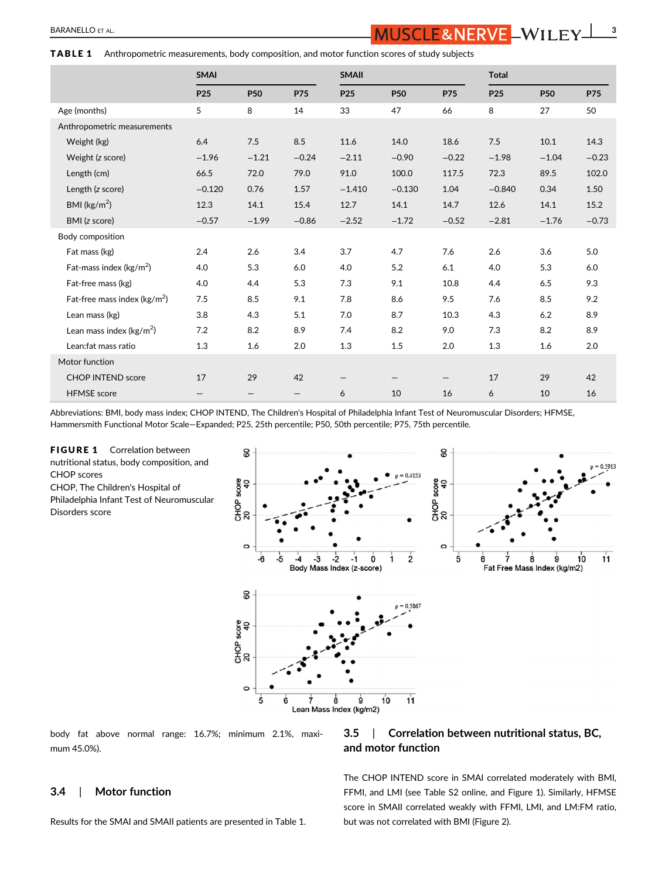**TABLE 1** Anthropometric measurements, body composition, and motor function scores of study subjects

| | SMAI | | | SMAII | | | Total | | |
|---|---|---|---|---|---|---|---|---|---|
| | P25 | P50 | P75 | P25 | P50 | P75 | P25 | P50 | P75 |
| Age (months) | 5 | 8 | 14 | 33 | 47 | 66 | 8 | 27 | 50 |
| Anthropometric measurements | | | | | | | | | |
| Weight (kg) | 6.4 | 7.5 | 8.5 | 11.6 | 14.0 | 18.6 | 7.5 | 10.1 | 14.3 |
| Weight (z score) | −1.96 | −1.21 | −0.24 | −2.11 | −0.90 | −0.22 | −1.98 | −1.04 | −0.23 |
| Length (cm) | 66.5 | 72.0 | 79.0 | 91.0 | 100.0 | 117.5 | 72.3 | 89.5 | 102.0 |
| Length (z score) | −0.120 | 0.76 | 1.57 | −1.410 | −0.130 | 1.04 | −0.840 | 0.34 | 1.50 |
| BMI (kg/m$^2$) | 12.3 | 14.1 | 15.4 | 12.7 | 14.1 | 14.7 | 12.6 | 14.1 | 15.2 |
| BMI (z score) | −0.57 | −1.99 | −0.86 | −2.52 | −1.72 | −0.52 | −2.81 | −1.76 | −0.73 |
| Body composition | | | | | | | | | |
| Fat mass (kg) | 2.4 | 2.6 | 3.4 | 3.7 | 4.7 | 7.6 | 2.6 | 3.6 | 5.0 |
| Fat-mass index (kg/m$^2$) | 4.0 | 5.3 | 6.0 | 4.0 | 5.2 | 6.1 | 4.0 | 5.3 | 6.0 |
| Fat-free mass (kg) | 4.0 | 4.4 | 5.3 | 7.3 | 9.1 | 10.8 | 4.4 | 6.5 | 9.3 |
| Fat-free mass index (kg/m$^2$) | 7.5 | 8.5 | 9.1 | 7.8 | 8.6 | 9.5 | 7.6 | 8.5 | 9.2 |
| Lean mass (kg) | 3.8 | 4.3 | 5.1 | 7.0 | 8.7 | 10.3 | 4.3 | 6.2 | 8.9 |
| Lean mass index (kg/m$^2$) | 7.2 | 8.2 | 8.9 | 7.4 | 8.2 | 9.0 | 7.3 | 8.2 | 8.9 |
| Lean:fat mass ratio | 1.3 | 1.6 | 2.0 | 1.3 | 1.5 | 2.0 | 1.3 | 1.6 | 2.0 |
| Motor function | | | | | | | | | |
| CHOP INTEND score | 17 | 29 | 42 | – | – | – | 17 | 29 | 42 |
| HFMSE score | – | – | – | 6 | 10 | 16 | 6 | 10 | 16 |

Abbreviations: BMI, body mass index; CHOP INTEND, The Children's Hospital of Philadelphia Infant Test of Neuromuscular Disorders; HFMSE, Hammersmith Functional Motor Scale—Expanded; P25, 25th percentile; P50, 50th percentile; P75, 75th percentile.

**FIGURE 1** Correlation between nutritional status, body composition, and CHOP scores
CHOP, The Children's Hospital of Philadelphia Infant Test of Neuromuscular Disorders score

body fat above normal range: 16.7%; minimum 2.1%, maximum 45.0%).

### 3.4 | Motor function

Results for the SMAI and SMAII patients are presented in Table 1.

### 3.5 | Correlation between nutritional status, BC, and motor function

The CHOP INTEND score in SMAI correlated moderately with BMI, FFMI, and LMI (see Table S2 online, and Figure 1). Similarly, HFMSE score in SMAII correlated weakly with FFMI, LMI, and LM:FM ratio, but was not correlated with BMI (Figure 2).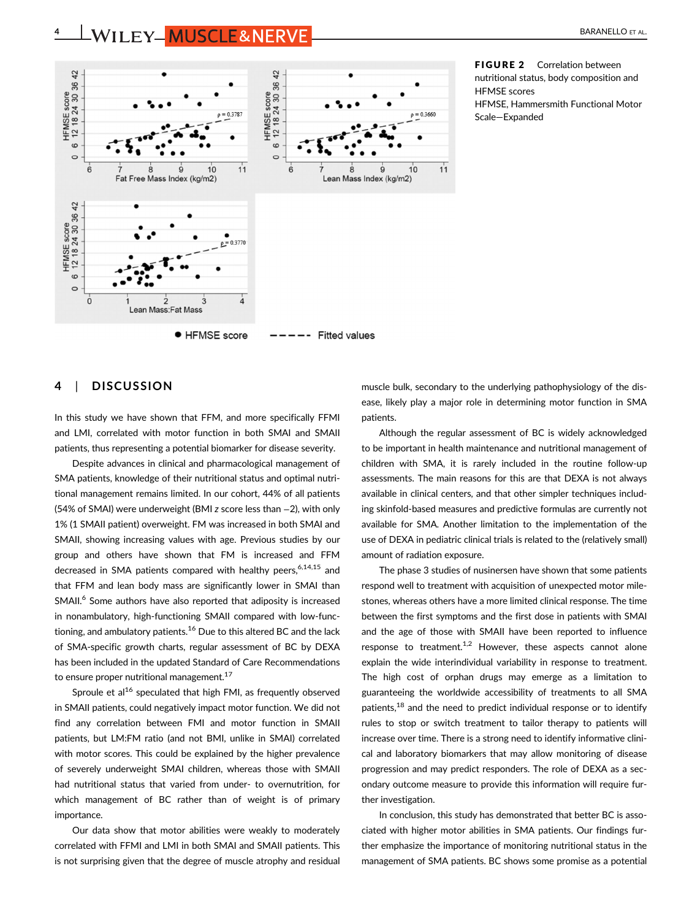**FIGURE 2** Correlation between nutritional status, body composition and HFMSE scores
HFMSE, Hammersmith Functional Motor Scale—Expanded

## 4 | DISCUSSION

In this study we have shown that FFM, and more specifically FFMI and LMI, correlated with motor function in both SMAI and SMAII patients, thus representing a potential biomarker for disease severity.

Despite advances in clinical and pharmacological management of SMA patients, knowledge of their nutritional status and optimal nutritional management remains limited. In our cohort, 44% of all patients (54% of SMAI) were underweight (BMI *z* score less than −2), with only 1% (1 SMAII patient) overweight. FM was increased in both SMAI and SMAII, showing increasing values with age. Previous studies by our group and others have shown that FM is increased and FFM decreased in SMA patients compared with healthy peers,[6,14,15] and that FFM and lean body mass are significantly lower in SMAI than SMAII.[6] Some authors have also reported that adiposity is increased in nonambulatory, high-functioning SMAII compared with low-functioning, and ambulatory patients.[16] Due to this altered BC and the lack of SMA-specific growth charts, regular assessment of BC by DEXA has been included in the updated Standard of Care Recommendations to ensure proper nutritional management.[17]

Sproule et al[16] speculated that high FMI, as frequently observed in SMAII patients, could negatively impact motor function. We did not find any correlation between FMI and motor function in SMAII patients, but LM:FM ratio (and not BMI, unlike in SMAI) correlated with motor scores. This could be explained by the higher prevalence of severely underweight SMAI children, whereas those with SMAII had nutritional status that varied from under- to overnutrition, for which management of BC rather than of weight is of primary importance.

Our data show that motor abilities were weakly to moderately correlated with FFMI and LMI in both SMAI and SMAII patients. This is not surprising given that the degree of muscle atrophy and residual muscle bulk, secondary to the underlying pathophysiology of the disease, likely play a major role in determining motor function in SMA patients.

Although the regular assessment of BC is widely acknowledged to be important in health maintenance and nutritional management of children with SMA, it is rarely included in the routine follow-up assessments. The main reasons for this are that DEXA is not always available in clinical centers, and that other simpler techniques including skinfold-based measures and predictive formulas are currently not available for SMA. Another limitation to the implementation of the use of DEXA in pediatric clinical trials is related to the (relatively small) amount of radiation exposure.

The phase 3 studies of nusinersen have shown that some patients respond well to treatment with acquisition of unexpected motor milestones, whereas others have a more limited clinical response. The time between the first symptoms and the first dose in patients with SMAI and the age of those with SMAII have been reported to influence response to treatment.[1,2] However, these aspects cannot alone explain the wide interindividual variability in response to treatment. The high cost of orphan drugs may emerge as a limitation to guaranteeing the worldwide accessibility of treatments to all SMA patients,[18] and the need to predict individual response or to identify rules to stop or switch treatment to tailor therapy to patients will increase over time. There is a strong need to identify informative clinical and laboratory biomarkers that may allow monitoring of disease progression and may predict responders. The role of DEXA as a secondary outcome measure to provide this information will require further investigation.

In conclusion, this study has demonstrated that better BC is associated with higher motor abilities in SMA patients. Our findings further emphasize the importance of monitoring nutritional status in the management of SMA patients. BC shows some promise as a potential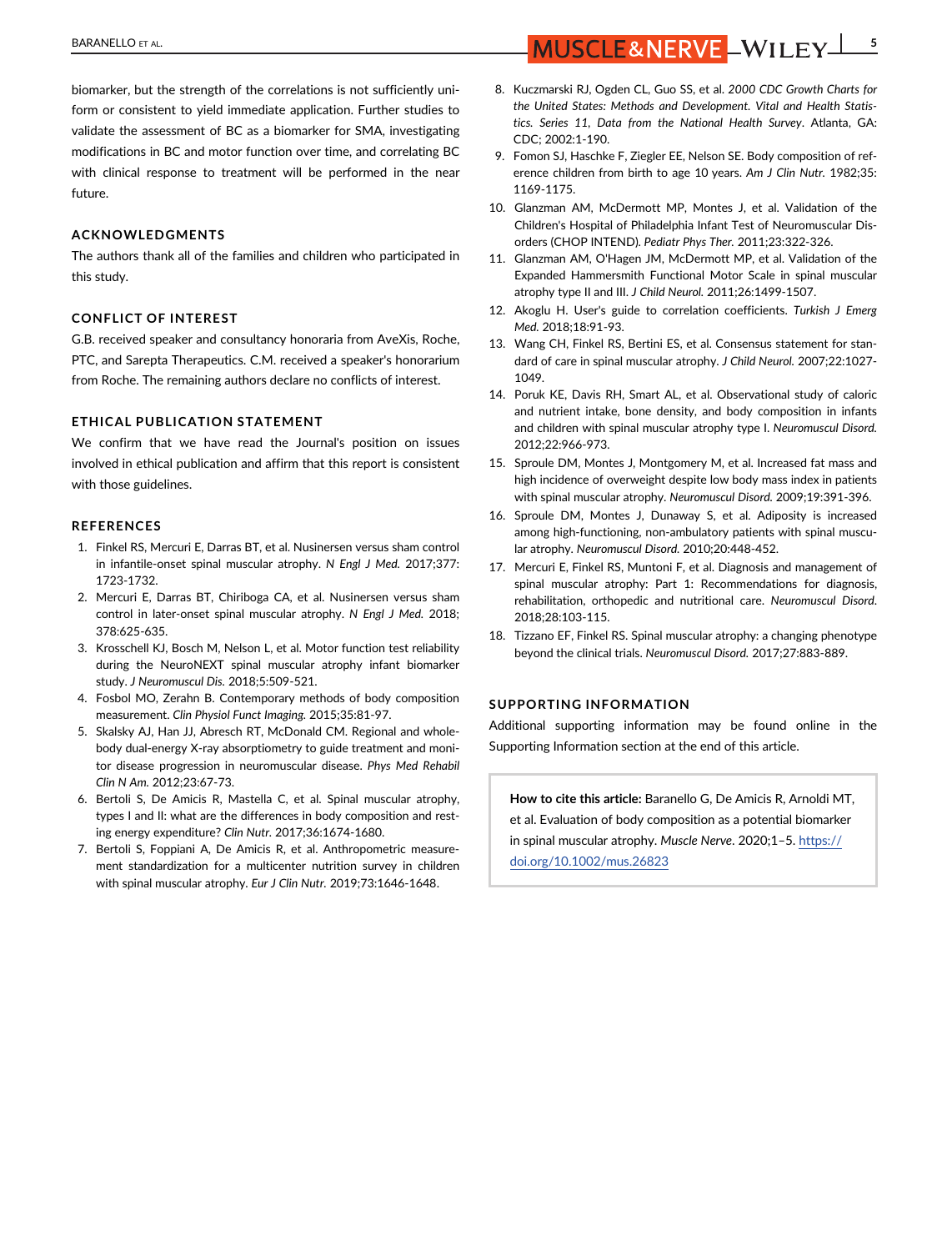biomarker, but the strength of the correlations is not sufficiently uniform or consistent to yield immediate application. Further studies to validate the assessment of BC as a biomarker for SMA, investigating modifications in BC and motor function over time, and correlating BC with clinical response to treatment will be performed in the near future.

## ACKNOWLEDGMENTS

The authors thank all of the families and children who participated in this study.

## CONFLICT OF INTEREST

G.B. received speaker and consultancy honoraria from AveXis, Roche, PTC, and Sarepta Therapeutics. C.M. received a speaker's honorarium from Roche. The remaining authors declare no conflicts of interest.

## ETHICAL PUBLICATION STATEMENT

We confirm that we have read the Journal's position on issues involved in ethical publication and affirm that this report is consistent with those guidelines.

## REFERENCES

1. Finkel RS, Mercuri E, Darras BT, et al. Nusinersen versus sham control in infantile-onset spinal muscular atrophy. *N Engl J Med.* 2017;377:1723-1732.
2. Mercuri E, Darras BT, Chiriboga CA, et al. Nusinersen versus sham control in later-onset spinal muscular atrophy. *N Engl J Med.* 2018;378:625-635.
3. Krosschell KJ, Bosch M, Nelson L, et al. Motor function test reliability during the NeuroNEXT spinal muscular atrophy infant biomarker study. *J Neuromuscul Dis.* 2018;5:509-521.
4. Fosbol MO, Zerahn B. Contemporary methods of body composition measurement. *Clin Physiol Funct Imaging.* 2015;35:81-97.
5. Skalsky AJ, Han JJ, Abresch RT, McDonald CM. Regional and whole-body dual-energy X-ray absorptiometry to guide treatment and monitor disease progression in neuromuscular disease. *Phys Med Rehabil Clin N Am.* 2012;23:67-73.
6. Bertoli S, De Amicis R, Mastella C, et al. Spinal muscular atrophy, types I and II: what are the differences in body composition and resting energy expenditure? *Clin Nutr.* 2017;36:1674-1680.
7. Bertoli S, Foppiani A, De Amicis R, et al. Anthropometric measurement standardization for a multicenter nutrition survey in children with spinal muscular atrophy. *Eur J Clin Nutr.* 2019;73:1646-1648.
8. Kuczmarski RJ, Ogden CL, Guo SS, et al. *2000 CDC Growth Charts for the United States: Methods and Development. Vital and Health Statistics. Series 11, Data from the National Health Survey*. Atlanta, GA: CDC; 2002:1-190.
9. Fomon SJ, Haschke F, Ziegler EE, Nelson SE. Body composition of reference children from birth to age 10 years. *Am J Clin Nutr.* 1982;35:1169-1175.
10. Glanzman AM, McDermott MP, Montes J, et al. Validation of the Children's Hospital of Philadelphia Infant Test of Neuromuscular Disorders (CHOP INTEND). *Pediatr Phys Ther.* 2011;23:322-326.
11. Glanzman AM, O'Hagen JM, McDermott MP, et al. Validation of the Expanded Hammersmith Functional Motor Scale in spinal muscular atrophy type II and III. *J Child Neurol.* 2011;26:1499-1507.
12. Akoglu H. User's guide to correlation coefficients. *Turkish J Emerg Med.* 2018;18:91-93.
13. Wang CH, Finkel RS, Bertini ES, et al. Consensus statement for standard of care in spinal muscular atrophy. *J Child Neurol.* 2007;22:1027-1049.
14. Poruk KE, Davis RH, Smart AL, et al. Observational study of caloric and nutrient intake, bone density, and body composition in infants and children with spinal muscular atrophy type I. *Neuromuscul Disord.* 2012;22:966-973.
15. Sproule DM, Montes J, Montgomery M, et al. Increased fat mass and high incidence of overweight despite low body mass index in patients with spinal muscular atrophy. *Neuromuscul Disord.* 2009;19:391-396.
16. Sproule DM, Montes J, Dunaway S, et al. Adiposity is increased among high-functioning, non-ambulatory patients with spinal muscular atrophy. *Neuromuscul Disord.* 2010;20:448-452.
17. Mercuri E, Finkel RS, Muntoni F, et al. Diagnosis and management of spinal muscular atrophy: Part 1: Recommendations for diagnosis, rehabilitation, orthopedic and nutritional care. *Neuromuscul Disord.* 2018;28:103-115.
18. Tizzano EF, Finkel RS. Spinal muscular atrophy: a changing phenotype beyond the clinical trials. *Neuromuscul Disord.* 2017;27:883-889.

## SUPPORTING INFORMATION

Additional supporting information may be found online in the Supporting Information section at the end of this article.

**How to cite this article:** Baranello G, De Amicis R, Arnoldi MT, et al. Evaluation of body composition as a potential biomarker in spinal muscular atrophy. *Muscle Nerve*. 2020;1–5. https://doi.org/10.1002/mus.26823